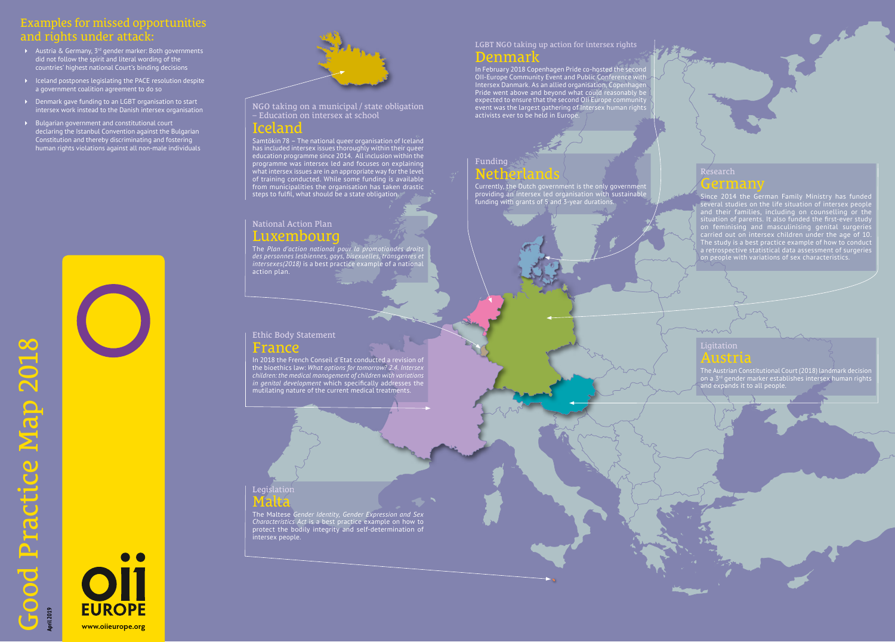# Good Practice Map 2018

April 2019

## Examples for missed opportunities and rights under attack:

- Austria & Germany, 3rd gender marker: Both governments did not follow the spirit and literal wording of the countries' highest national Court's binding decisions
- Iceland postpones legislating the PACE resolution despite a government coalition agreement to do so
- Denmark gave funding to an LGBT organisation to start intersex work instead to the Danish intersex organisation
- Bulgarian government and constitutional court declaring the Istanbul Convention against the Bulgarian Constitution and thereby discriminating and fostering human rights violations against all non-male individuals

### NGO taking on a municipal / state obligation – Education on intersex at school

## Iceland

Samtökin 78 – The national queer organisation of Iceland has included intersex issues thoroughly within their queer education programme since 2014. All inclusion within the programme was intersex led and focuses on explaining what intersex issues are in an appropriate way for the level of training conducted. While some funding is available from municipalities the organisation has taken drastic steps to fulfil, what should be a state obligation.

### National Action Plan

## Luxembourg

The *Plan d'action national pour la promotiondes droits des personnes lesbiennes, gays, bisexuelles, transgenres et intersexes(2018)* is a best practice example of a national action plan.

### Ethic Body Statement

## France

In 2018 the French Conseil d´Etat conducted a revision of the bioethics law: *What options for tomorrow? 2.4. Intersex children: the medical management of children with variations in genital development* which specifically addresses the mutilating nature of the current medical treatments.

### Legislation

## Malta

The Maltese *Gender Identity, Gender Expression and Sex Characteristics Act* is a best practice example on how to protect the bodily integrity and self-determination of intersex people.

### LGBT NGO taking up action for intersex rights

## Denmark

In February 2018 Copenhagen Pride co-hosted the second OII-Europe Community Event and Public Conference with Intersex Danmark. As an allied organisation, Copenhagen Pride went above and beyond what could reasonably be expected to ensure that the second OII Europe community event was the largest gathering of intersex human rights activists ever to be held in Europe.

### Funding

## Netherlands

Currently, the Dutch government is the only government providing an intersex led organisation with sustainable funding with grants of 5 and 3-year durations.

### Research

## Germany

Since 2014 the German Family Ministry has funded several studies on the life situation of intersex people and their families, including on counselling or the situation of parents. It also funded the first-ever study on feminising and masculinising genital surgeries carried out on intersex children under the age of 10. The study is a best practice example of how to conduct a retrospective statistical data assessment of surgeries on people with variations of sex characteristics.

### Ligitation

## Austria

The Austrian Constitutional Court (2018) landmark decision on a 3rd gender marker establishes intersex human rights and expands it to all people.

oii EUROPE

www.oiieurope.org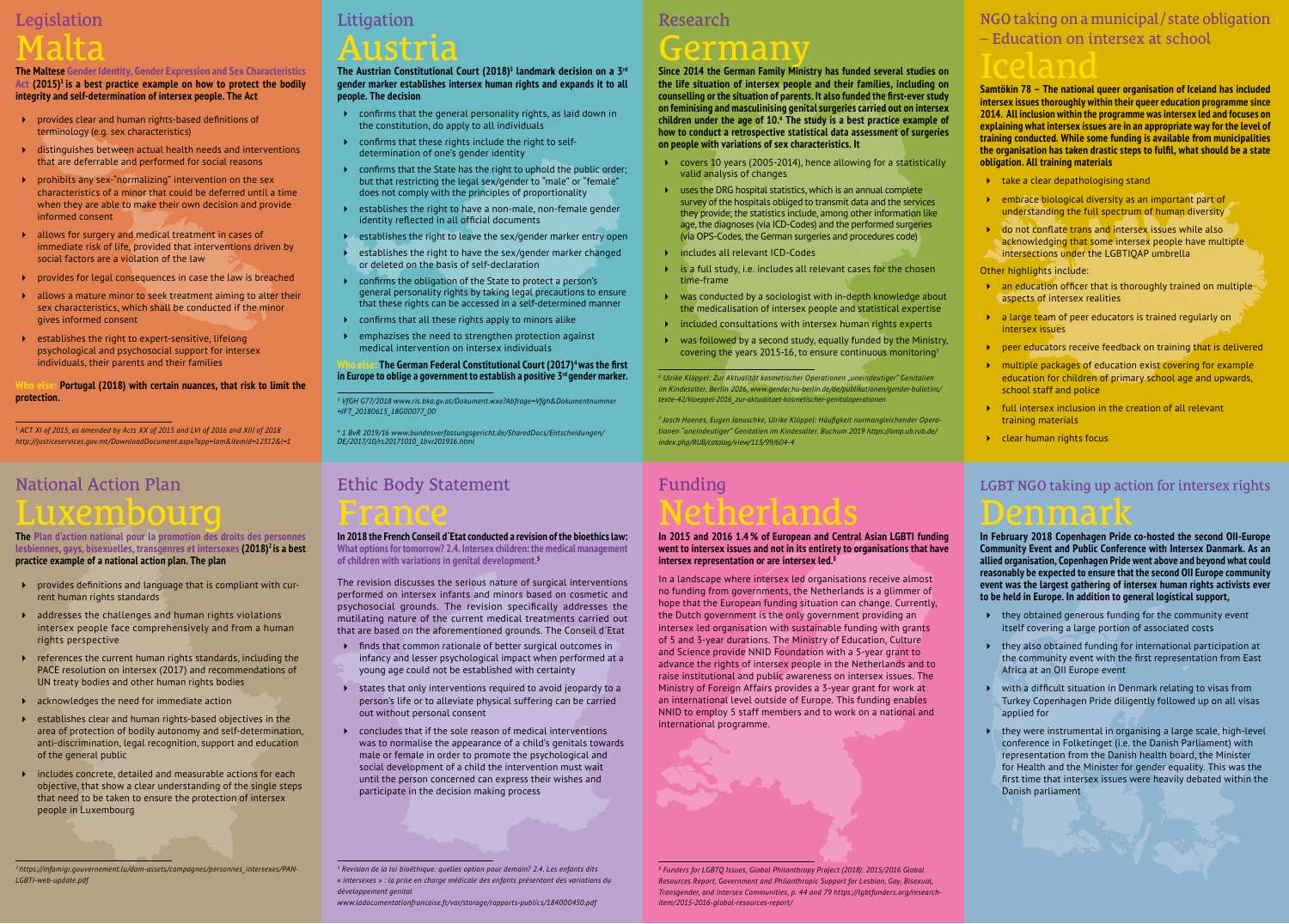## Legislation

# Malta

**The Maltese Gender Identity, Gender Expression and Sex Characteristics Act (2015)[1] is a best practice example on how to protect the bodily integrity and self-determination of intersex people. The Act**

- provides clear and human rights-based definitions of terminology (e.g. sex characteristics)
- distinguishes between actual health needs and interventions that are deferrable and performed for social reasons
- prohibits any sex-"normalizing" intervention on the sex characteristics of a minor that could be deferred until a time when they are able to make their own decision and provide informed consent
- allows for surgery and medical treatment in cases of immediate risk of life, provided that interventions driven by social factors are a violation of the law
- provides for legal consequences in case the law is breached
- allows a mature minor to seek treatment aiming to alter their sex characteristics, which shall be conducted if the minor gives informed consent
- establishes the right to expert-sensitive, lifelong psychological and psychosocial support for intersex individuals, their parents and their families

**Who else: Portugal (2018) with certain nuances, that risk to limit the protection.**

*[1] ACT XI of 2015, as amended by Acts XX of 2015 and LVI of 2016 and XIII of 2018 http://justiceservices.gov.mt/DownloadDocument.aspx?app=lom&itemid=12312&l=1*

## Litigation

# Austria

**The Austrian Constitutional Court (2018)[3] landmark decision on a 3rd gender marker establishes intersex human rights and expands it to all people. The decision**

- confirms that the general personality rights, as laid down in the constitution, do apply to all individuals
- confirms that these rights include the right to self-determination of one's gender identity
- confirms that the State has the right to uphold the public order; but that restricting the legal sex/gender to "male" or "female" does not comply with the principles of proportionality
- establishes the right to have a non-male, non-female gender identity reflected in all official documents
- establishes the right to leave the sex/gender marker entry open
- establishes the right to have the sex/gender marker changed or deleted on the basis of self-declaration
- confirms the obligation of the State to protect a person's general personality rights by taking legal precautions to ensure that these rights can be accessed in a self-determined manner
- confirms that all these rights apply to minors alike
- emphazises the need to strengthen protection against medical intervention on intersex individuals

**Who else: The German Federal Constitutional Court (2017)[4] was the first in Europe to oblige a government to establish a positive 3rd gender marker.**

*[3] VfGH G77/2018 www.ris.bka.gv.at/Dokument.wxe?Abfrage=Vfgh&Dokumentnummer =JFT_20180615_18G00077_00*

*[4] 1 BvR 2019/16 www.bundesverfassungsgericht.de/SharedDocs/Entscheidungen/ DE/2017/10/rs20171010_1bvr201916.html*

## Research

# Germany

**Since 2014 the German Family Ministry has funded several studies on the life situation of intersex people and their families, including on counselling or the situation of parents. It also funded the first-ever study on feminising and masculinising genital surgeries carried out on intersex children under the age of 10.[6] The study is a best practice example of how to conduct a retrospective statistical data assessment of surgeries on people with variations of sex characteristics. It**

- covers 10 years (2005-2014), hence allowing for a statistically valid analysis of changes
- uses the DRG hospital statistics, which is an annual complete survey of the hospitals obliged to transmit data and the services they provide; the statistics include, among other information like age, the diagnoses (via ICD-Codes) and the performed surgeries (via OPS-Codes, the German surgeries and procedures code)
- includes all relevant ICD-Codes
- is a full study, i.e. includes all relevant cases for the chosen time-frame
- was conducted by a sociologist with in-depth knowledge about the medicalisation of intersex people and statistical expertise
- included consultations with intersex human rights experts
- was followed by a second study, equally funded by the Ministry, covering the years 2015-16, to ensure continuous monitoring[7]

*[6] Ulrike Klöppel: Zur Aktualität kosmetischer Operationen „uneindeutiger" Genitalien im Kindesalter. Berlin 2016, www.gender.hu-berlin.de/de/publikationen/gender-bulletins/ texte-42/kloeppel-2016_zur-aktualitaet-kosmetischer-genitaloperationen*

*[7] Josch Hoenes, Eugen Januschke, Ulrike Klöppel: Häufigkeit normangleichender Operationen "uneindeutiger" Genitalien im Kindesalter. Buchum 2019 https://omp.ub.rub.de/ index.php/RUB/catalog/view/113/99/604-4*

## NGO taking on a municipal / state obligation – Education on intersex at school

# Iceland

**Samtökin 78 – The national queer organisation of Iceland has included intersex issues thoroughly within their queer education programme since 2014. All inclusion within the programme was intersex led and focuses on explaining what intersex issues are in an appropriate way for the level of training conducted. While some funding is available from municipalities the organisation has taken drastic steps to fulfil, what should be a state obligation. All training materials**

- take a clear depathologising stand
- embrace biological diversity as an important part of understanding the full spectrum of human diversity
- do not conflate trans and intersex issues while also acknowledging that some intersex people have multiple intersections under the LGBTIQAP umbrella

Other highlights include:

- an education officer that is thoroughly trained on multiple aspects of intersex realities
- a large team of peer educators is trained regularly on intersex issues
- peer educators receive feedback on training that is delivered
- multiple packages of education exist covering for example education for children of primary school age and upwards, school staff and police
- full intersex inclusion in the creation of all relevant training materials
- clear human rights focus

## National Action Plan

# Luxembourg

**The Plan d'action national pour la promotion des droits des personnes lesbiennes, gays, bisexuelles, transgenres et intersexes (2018)[2] is a best practice example of a national action plan. The plan**

- provides definitions and language that is compliant with current human rights standards
- addresses the challenges and human rights violations intersex people face comprehensively and from a human rights perspective
- references the current human rights standards, including the PACE resolution on intersex (2017) and recommendations of UN treaty bodies and other human rights bodies
- acknowledges the need for immediate action
- establishes clear and human rights-based objectives in the area of protection of bodily autonomy and self-determination, anti-discrimination, legal recognition, support and education of the general public
- includes concrete, detailed and measurable actions for each objective, that show a clear understanding of the single steps that need to be taken to ensure the protection of intersex people in Luxembourg

*[2] https://mfamigr.gouvernement.lu/dam-assets/campagnes/personnes_intersexes/PAN-LGBTI-web-update.pdf*

## Ethic Body Statement

# France

**In 2018 the French Conseil d'Etat conducted a revision of the bioethics law: What options for tomorrow? 2.4. Intersex children: the medical management of children with variations in genital development.[5]**

The revision discusses the serious nature of surgical interventions performed on intersex infants and minors based on cosmetic and psychosocial grounds. The revision specifically addresses the mutilating nature of the current medical treatments carried out that are based on the aforementioned grounds. The Conseil d'Etat

- finds that common rationale of better surgical outcomes in infancy and lesser psychological impact when performed at a young age could not be established with certainty
- states that only interventions required to avoid jeopardy to a person's life or to alleviate physical suffering can be carried out without personal consent
- concludes that if the sole reason of medical interventions was to normalise the appearance of a child's genitals towards male or female in order to promote the psychological and social development of a child the intervention must wait until the person concerned can express their wishes and participate in the decision making process

*[5] Revision de la loi bioéthique: quelles option pour demain? 2.4. Les enfants dits « intersexes » : la prise en charge médicale des enfants présentant des variations du développement genital www.ladocumentationfrancaise.fr/var/storage/rapports-publics/184000450.pdf*

## Funding

# Netherlands

**In 2015 and 2016 1.4 % of European and Central Asian LGBTI funding went to intersex issues and not in its entirety to organisations that have intersex representation or are intersex led.[8]**

In a landscape where intersex led organisations receive almost no funding from governments, the Netherlands is a glimmer of hope that the European funding situation can change. Currently, the Dutch government is the only government providing an intersex led organisation with sustainable funding with grants of 5 and 3-year durations. The Ministry of Education, Culture and Science provide NNID Foundation with a 5-year grant to advance the rights of intersex people in the Netherlands and to raise institutional and public awareness on intersex issues. The Ministry of Foreign Affairs provides a 3-year grant for work at an international level outside of Europe. This funding enables NNID to employ 5 staff members and to work on a national and international programme.

*[8] Funders for LGBTQ Issues, Global Philanthropy Project (2018): 2015/2016 Global Resources Report, Government and Philanthropic Support for Lesbian, Gay, Bisexual, Transgender, and Intersex Communities, p. 44 and 79 https://lgbtfunders.org/research-item/2015-2016-global-resources-report/*

## LGBT NGO taking up action for intersex rights

# Denmark

**In February 2018 Copenhagen Pride co-hosted the second OII-Europe Community Event and Public Conference with Intersex Danmark. As an allied organisation, Copenhagen Pride went above and beyond what could reasonably be expected to ensure that the second OII Europe community event was the largest gathering of intersex human rights activists ever to be held in Europe. In addition to general logistical support,**

- they obtained generous funding for the community event itself covering a large portion of associated costs
- they also obtained funding for international participation at the community event with the first representation from East Africa at an OII Europe event
- with a difficult situation in Denmark relating to visas from Turkey Copenhagen Pride diligently followed up on all visas applied for
- they were instrumental in organising a large scale, high-level conference in Folketinget (i.e. the Danish Parliament) with representation from the Danish health board, the Minister for Health and the Minister for gender equality. This was the first time that intersex issues were heavily debated within the Danish parliament